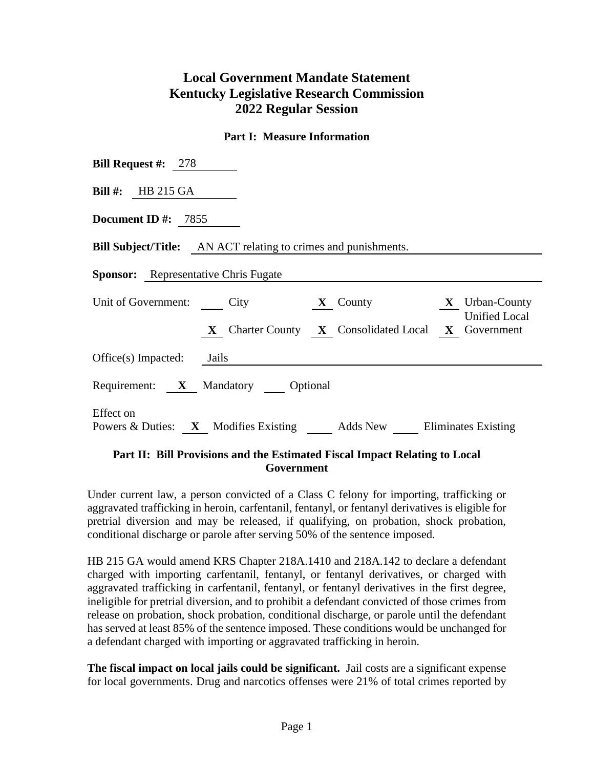# Local Government Mandate Statement
# Kentucky Legislative Research Commission
# 2022 Regular Session

## Part I: Measure Information

**Bill Request #:** 278

**Bill #:** HB 215 GA

**Document ID #:** 7855

**Bill Subject/Title:** AN ACT relating to crimes and punishments.

**Sponsor:** Representative Chris Fugate

Unit of Government: ___ City **X** County **X** Urban-County Unified Local Government **X** Charter County **X** Consolidated Local

Office(s) Impacted: Jails

Requirement: **X** Mandatory ___ Optional

Effect on Powers & Duties: **X** Modifies Existing ___ Adds New ___ Eliminates Existing

## Part II: Bill Provisions and the Estimated Fiscal Impact Relating to Local Government

Under current law, a person convicted of a Class C felony for importing, trafficking or aggravated trafficking in heroin, carfentanil, fentanyl, or fentanyl derivatives is eligible for pretrial diversion and may be released, if qualifying, on probation, shock probation, conditional discharge or parole after serving 50% of the sentence imposed.

HB 215 GA would amend KRS Chapter 218A.1410 and 218A.142 to declare a defendant charged with importing carfentanil, fentanyl, or fentanyl derivatives, or charged with aggravated trafficking in carfentanil, fentanyl, or fentanyl derivatives in the first degree, ineligible for pretrial diversion, and to prohibit a defendant convicted of those crimes from release on probation, shock probation, conditional discharge, or parole until the defendant has served at least 85% of the sentence imposed. These conditions would be unchanged for a defendant charged with importing or aggravated trafficking in heroin.

**The fiscal impact on local jails could be significant.** Jail costs are a significant expense for local governments. Drug and narcotics offenses were 21% of total crimes reported by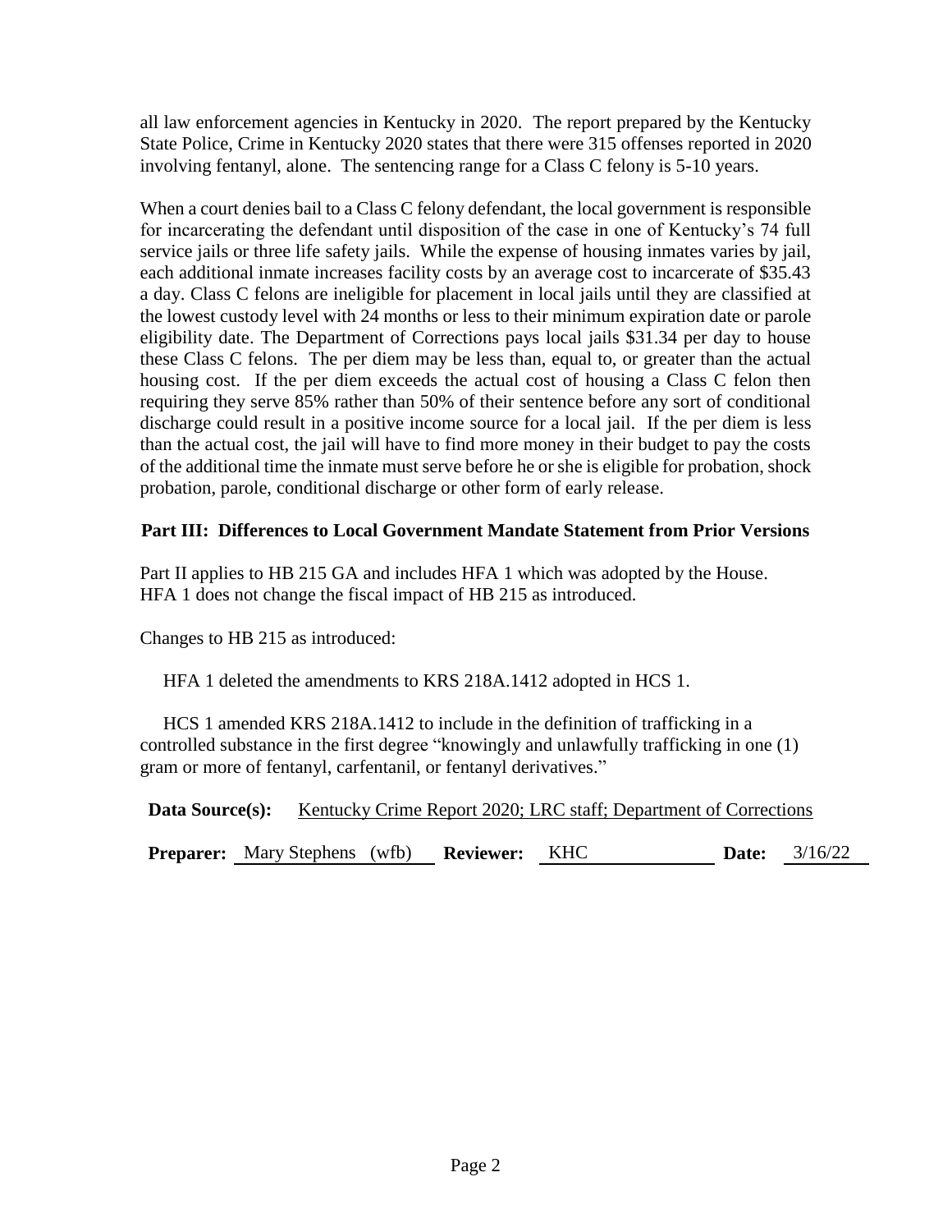all law enforcement agencies in Kentucky in 2020. The report prepared by the Kentucky State Police, Crime in Kentucky 2020 states that there were 315 offenses reported in 2020 involving fentanyl, alone. The sentencing range for a Class C felony is 5-10 years.

When a court denies bail to a Class C felony defendant, the local government is responsible for incarcerating the defendant until disposition of the case in one of Kentucky's 74 full service jails or three life safety jails. While the expense of housing inmates varies by jail, each additional inmate increases facility costs by an average cost to incarcerate of $35.43 a day. Class C felons are ineligible for placement in local jails until they are classified at the lowest custody level with 24 months or less to their minimum expiration date or parole eligibility date. The Department of Corrections pays local jails $31.34 per day to house these Class C felons. The per diem may be less than, equal to, or greater than the actual housing cost. If the per diem exceeds the actual cost of housing a Class C felon then requiring they serve 85% rather than 50% of their sentence before any sort of conditional discharge could result in a positive income source for a local jail. If the per diem is less than the actual cost, the jail will have to find more money in their budget to pay the costs of the additional time the inmate must serve before he or she is eligible for probation, shock probation, parole, conditional discharge or other form of early release.

**Part III: Differences to Local Government Mandate Statement from Prior Versions**

Part II applies to HB 215 GA and includes HFA 1 which was adopted by the House. HFA 1 does not change the fiscal impact of HB 215 as introduced.

Changes to HB 215 as introduced:

HFA 1 deleted the amendments to KRS 218A.1412 adopted in HCS 1.

HCS 1 amended KRS 218A.1412 to include in the definition of trafficking in a controlled substance in the first degree "knowingly and unlawfully trafficking in one (1) gram or more of fentanyl, carfentanil, or fentanyl derivatives."

**Data Source(s):** Kentucky Crime Report 2020; LRC staff; Department of Corrections

**Preparer:** Mary Stephens (wfb) **Reviewer:** KHC **Date:** 3/16/22